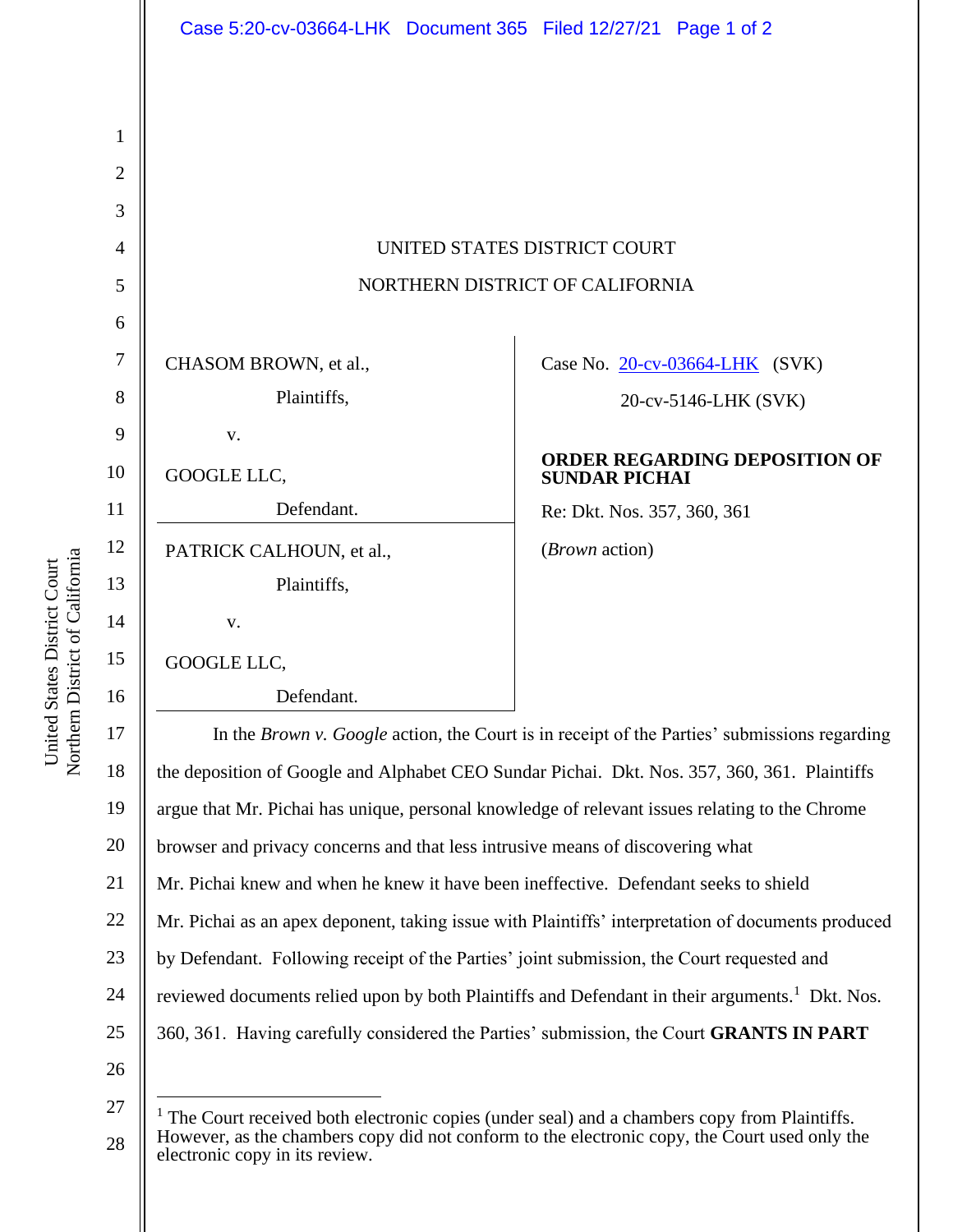UNITED STATES DISTRICT COURT

NORTHERN DISTRICT OF CALIFORNIA

| | |
|---|---|
| CHASOM BROWN, et al., Plaintiffs, v. GOOGLE LLC, Defendant. | Case No. 20-cv-03664-LHK (SVK) 20-cv-5146-LHK (SVK) |
| PATRICK CALHOUN, et al., Plaintiffs, v. GOOGLE LLC, Defendant. | **ORDER REGARDING DEPOSITION OF SUNDAR PICHAI** Re: Dkt. Nos. 357, 360, 361 (*Brown* action) |

In the *Brown v. Google* action, the Court is in receipt of the Parties' submissions regarding the deposition of Google and Alphabet CEO Sundar Pichai. Dkt. Nos. 357, 360, 361. Plaintiffs argue that Mr. Pichai has unique, personal knowledge of relevant issues relating to the Chrome browser and privacy concerns and that less intrusive means of discovering what Mr. Pichai knew and when he knew it have been ineffective. Defendant seeks to shield Mr. Pichai as an apex deponent, taking issue with Plaintiffs' interpretation of documents produced by Defendant. Following receipt of the Parties' joint submission, the Court requested and reviewed documents relied upon by both Plaintiffs and Defendant in their arguments.[1] Dkt. Nos. 360, 361. Having carefully considered the Parties' submission, the Court **GRANTS IN PART**

[1] The Court received both electronic copies (under seal) and a chambers copy from Plaintiffs. However, as the chambers copy did not conform to the electronic copy, the Court used only the electronic copy in its review.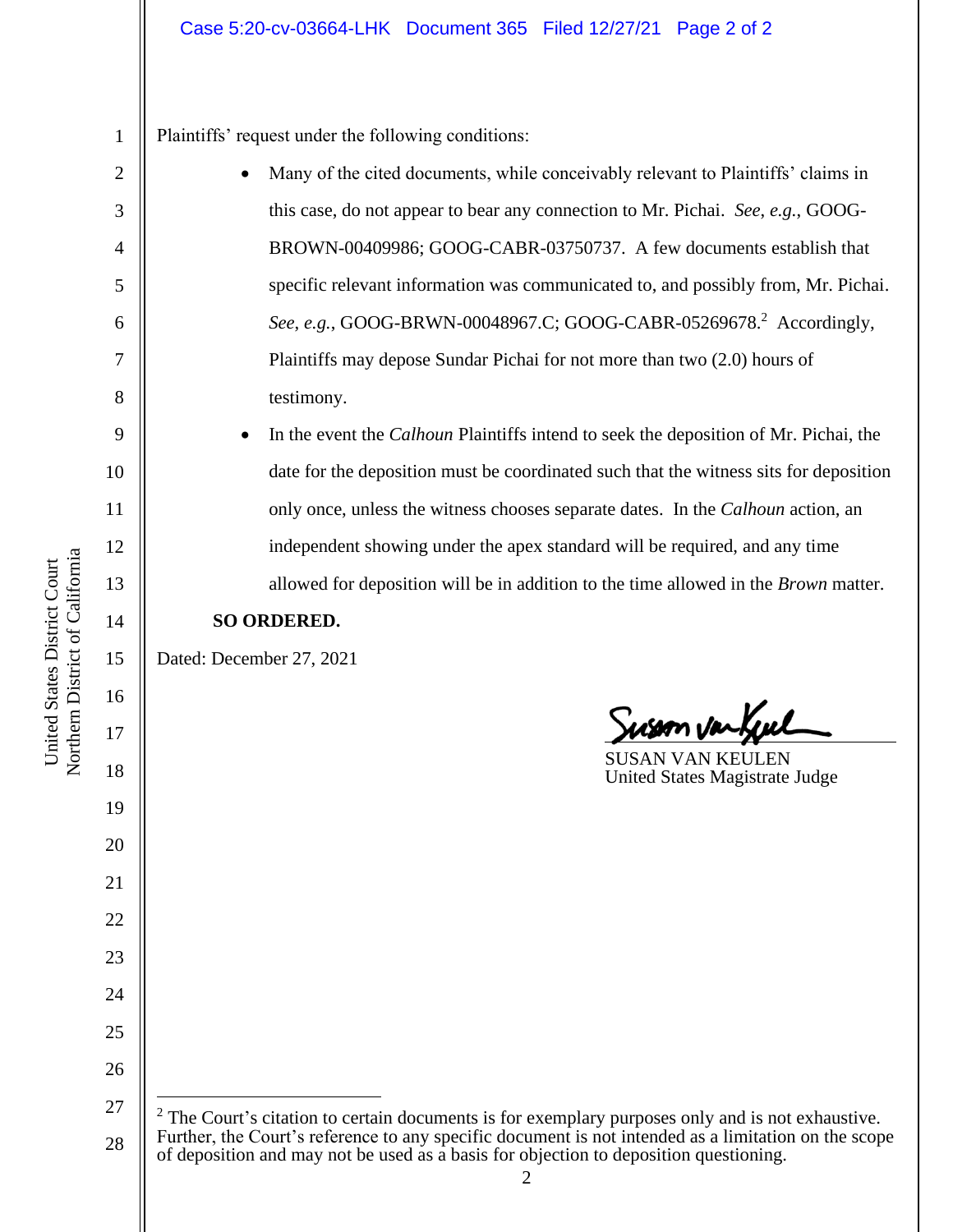Plaintiffs' request under the following conditions:

- Many of the cited documents, while conceivably relevant to Plaintiffs' claims in this case, do not appear to bear any connection to Mr. Pichai. *See*, *e.g.*, GOOG-BROWN-00409986; GOOG-CABR-03750737. A few documents establish that specific relevant information was communicated to, and possibly from, Mr. Pichai. *See*, *e.g.*, GOOG-BRWN-00048967.C; GOOG-CABR-05269678.[2] Accordingly, Plaintiffs may depose Sundar Pichai for not more than two (2.0) hours of testimony.
- In the event the *Calhoun* Plaintiffs intend to seek the deposition of Mr. Pichai, the date for the deposition must be coordinated such that the witness sits for deposition only once, unless the witness chooses separate dates. In the *Calhoun* action, an independent showing under the apex standard will be required, and any time allowed for deposition will be in addition to the time allowed in the *Brown* matter.

**SO ORDERED.**

Dated: December 27, 2021

SUSAN VAN KEULEN
United States Magistrate Judge

[2] The Court's citation to certain documents is for exemplary purposes only and is not exhaustive. Further, the Court's reference to any specific document is not intended as a limitation on the scope of deposition and may not be used as a basis for objection to deposition questioning.